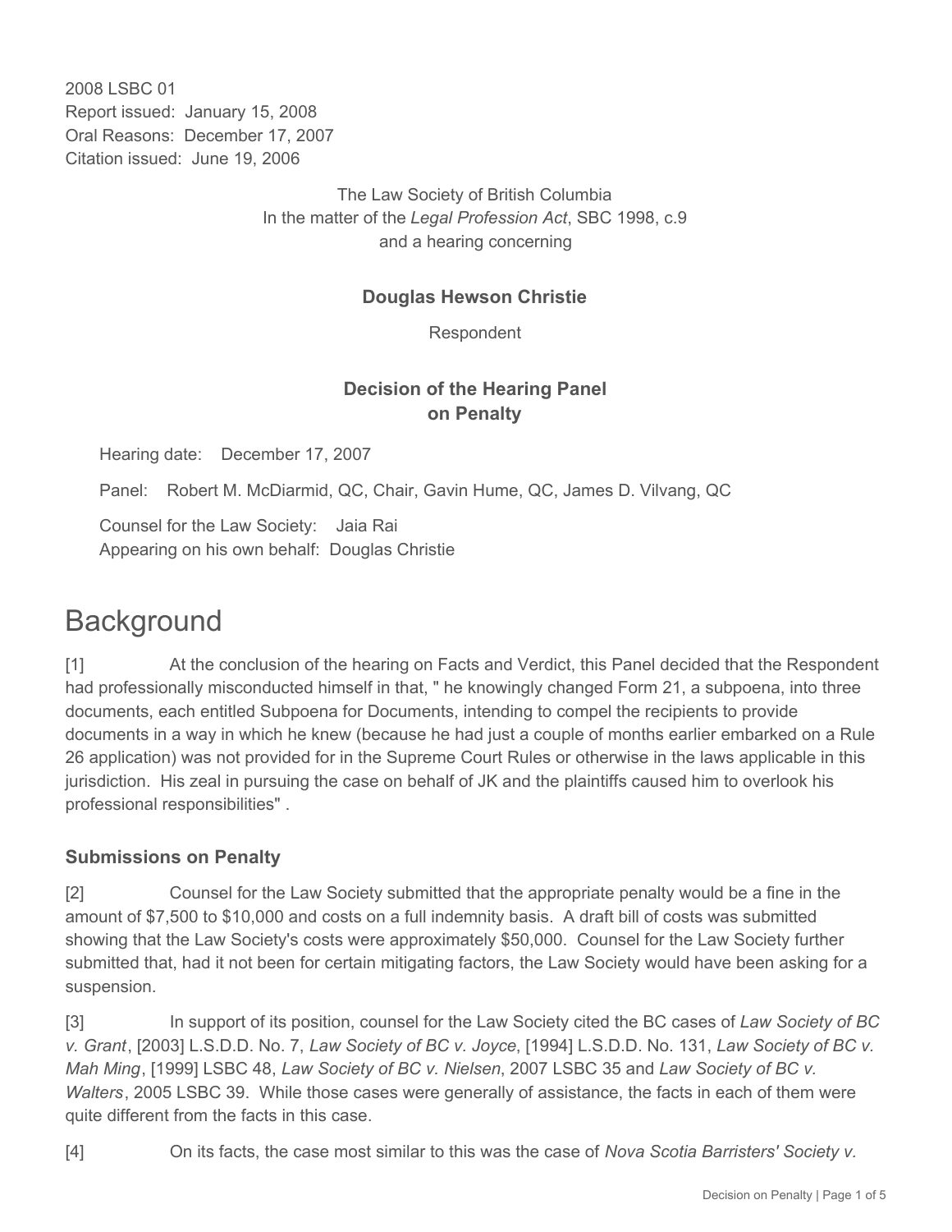2008 LSBC 01
Report issued: January 15, 2008
Oral Reasons: December 17, 2007
Citation issued: June 19, 2006

The Law Society of British Columbia
In the matter of the *Legal Profession Act*, SBC 1998, c.9
and a hearing concerning

**Douglas Hewson Christie**

Respondent

**Decision of the Hearing Panel on Penalty**

Hearing date: December 17, 2007

Panel: Robert M. McDiarmid, QC, Chair, Gavin Hume, QC, James D. Vilvang, QC

Counsel for the Law Society: Jaia Rai
Appearing on his own behalf: Douglas Christie

# Background

[1] At the conclusion of the hearing on Facts and Verdict, this Panel decided that the Respondent had professionally misconducted himself in that, " he knowingly changed Form 21, a subpoena, into three documents, each entitled Subpoena for Documents, intending to compel the recipients to provide documents in a way in which he knew (because he had just a couple of months earlier embarked on a Rule 26 application) was not provided for in the Supreme Court Rules or otherwise in the laws applicable in this jurisdiction. His zeal in pursuing the case on behalf of JK and the plaintiffs caused him to overlook his professional responsibilities" .

### Submissions on Penalty

[2] Counsel for the Law Society submitted that the appropriate penalty would be a fine in the amount of $7,500 to $10,000 and costs on a full indemnity basis. A draft bill of costs was submitted showing that the Law Society's costs were approximately $50,000. Counsel for the Law Society further submitted that, had it not been for certain mitigating factors, the Law Society would have been asking for a suspension.

[3] In support of its position, counsel for the Law Society cited the BC cases of *Law Society of BC v. Grant*, [2003] L.S.D.D. No. 7, *Law Society of BC v. Joyce*, [1994] L.S.D.D. No. 131, *Law Society of BC v. Mah Ming*, [1999] LSBC 48, *Law Society of BC v. Nielsen*, 2007 LSBC 35 and *Law Society of BC v. Walters*, 2005 LSBC 39. While those cases were generally of assistance, the facts in each of them were quite different from the facts in this case.

[4] On its facts, the case most similar to this was the case of *Nova Scotia Barristers' Society v.*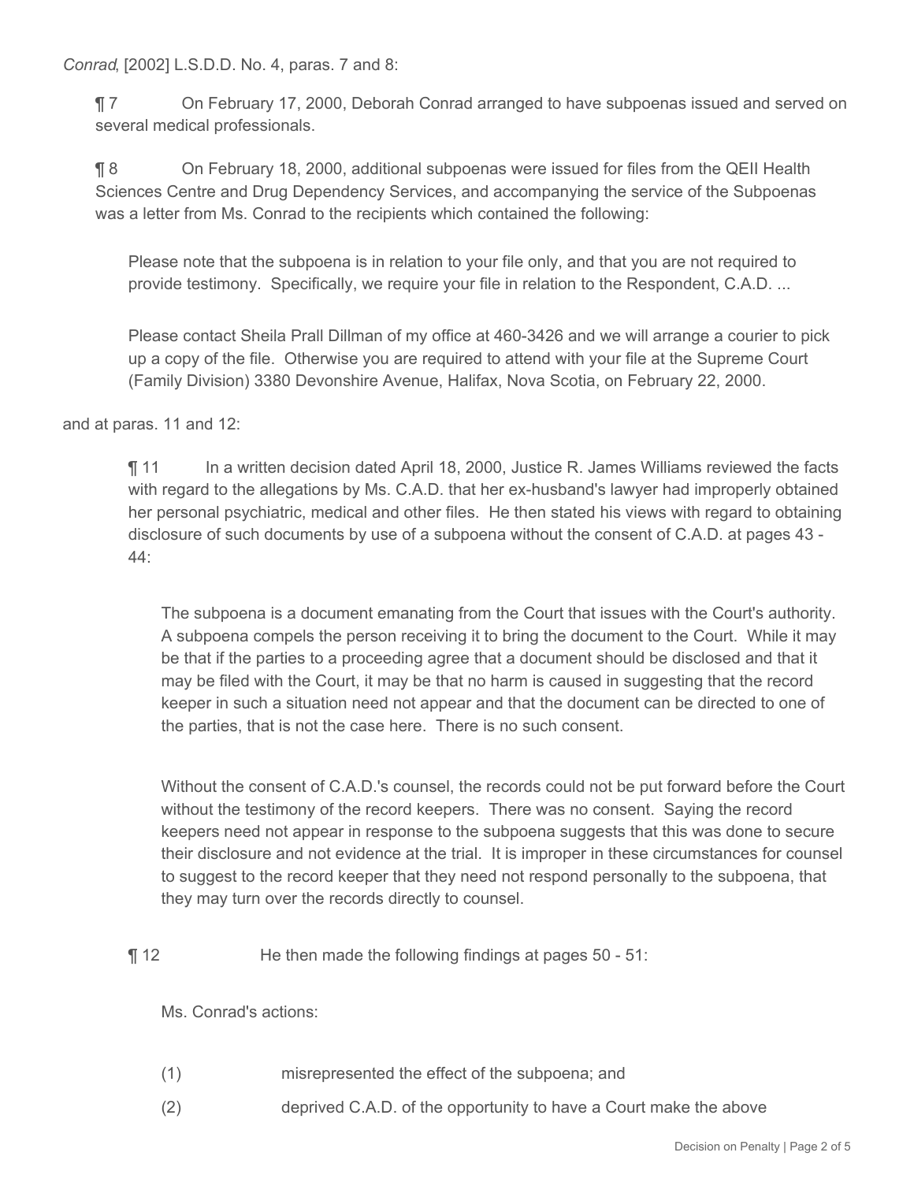*Conrad*, [2002] L.S.D.D. No. 4, paras. 7 and 8:

> ¶ 7 On February 17, 2000, Deborah Conrad arranged to have subpoenas issued and served on several medical professionals.
>
> ¶ 8 On February 18, 2000, additional subpoenas were issued for files from the QEII Health Sciences Centre and Drug Dependency Services, and accompanying the service of the Subpoenas was a letter from Ms. Conrad to the recipients which contained the following:
>
>> Please note that the subpoena is in relation to your file only, and that you are not required to provide testimony. Specifically, we require your file in relation to the Respondent, C.A.D. ...
>>
>> Please contact Sheila Prall Dillman of my office at 460-3426 and we will arrange a courier to pick up a copy of the file. Otherwise you are required to attend with your file at the Supreme Court (Family Division) 3380 Devonshire Avenue, Halifax, Nova Scotia, on February 22, 2000.

and at paras. 11 and 12:

> ¶ 11 In a written decision dated April 18, 2000, Justice R. James Williams reviewed the facts with regard to the allegations by Ms. C.A.D. that her ex-husband's lawyer had improperly obtained her personal psychiatric, medical and other files. He then stated his views with regard to obtaining disclosure of such documents by use of a subpoena without the consent of C.A.D. at pages 43 - 44:
>
>> The subpoena is a document emanating from the Court that issues with the Court's authority. A subpoena compels the person receiving it to bring the document to the Court. While it may be that if the parties to a proceeding agree that a document should be disclosed and that it may be filed with the Court, it may be that no harm is caused in suggesting that the record keeper in such a situation need not appear and that the document can be directed to one of the parties, that is not the case here. There is no such consent.
>>
>> Without the consent of C.A.D.'s counsel, the records could not be put forward before the Court without the testimony of the record keepers. There was no consent. Saying the record keepers need not appear in response to the subpoena suggests that this was done to secure their disclosure and not evidence at the trial. It is improper in these circumstances for counsel to suggest to the record keeper that they need not respond personally to the subpoena, that they may turn over the records directly to counsel.
>
> ¶ 12 He then made the following findings at pages 50 - 51:
>
>> Ms. Conrad's actions:
>>
>> (1) misrepresented the effect of the subpoena; and
>>
>> (2) deprived C.A.D. of the opportunity to have a Court make the above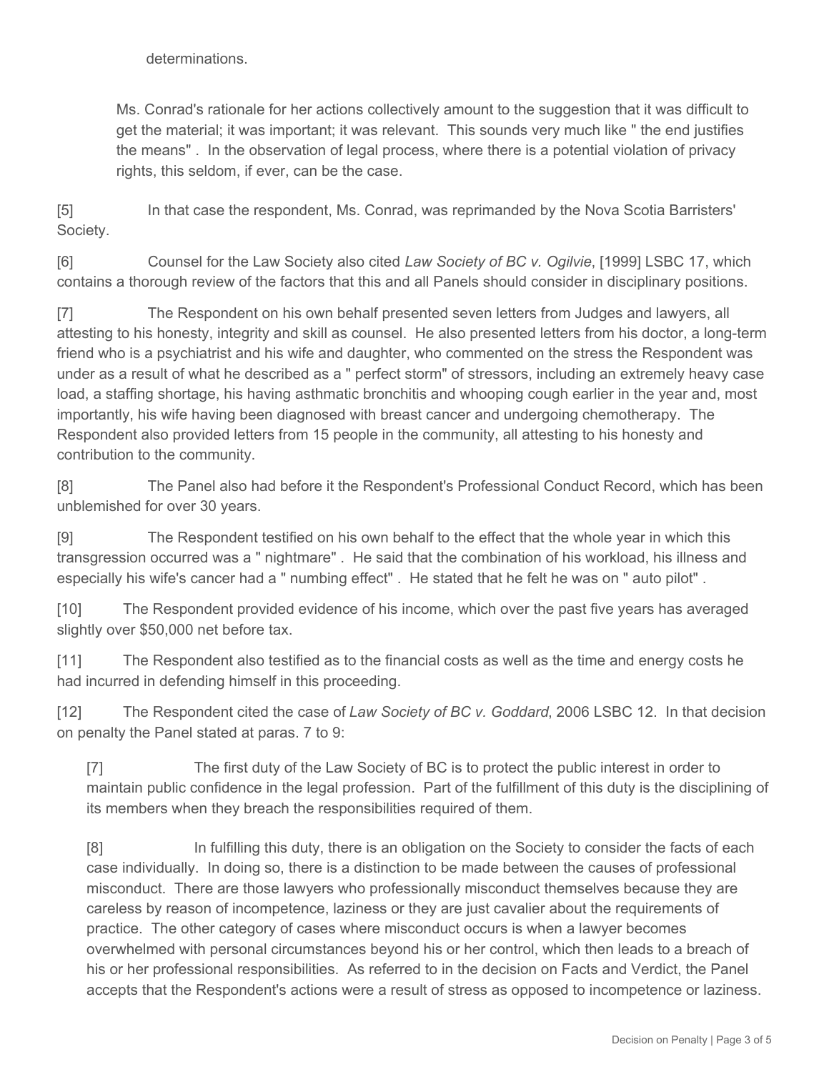determinations.

> Ms. Conrad's rationale for her actions collectively amount to the suggestion that it was difficult to get the material; it was important; it was relevant. This sounds very much like " the end justifies the means" . In the observation of legal process, where there is a potential violation of privacy rights, this seldom, if ever, can be the case.

[5] In that case the respondent, Ms. Conrad, was reprimanded by the Nova Scotia Barristers' Society.

[6] Counsel for the Law Society also cited *Law Society of BC v. Ogilvie*, [1999] LSBC 17, which contains a thorough review of the factors that this and all Panels should consider in disciplinary positions.

[7] The Respondent on his own behalf presented seven letters from Judges and lawyers, all attesting to his honesty, integrity and skill as counsel. He also presented letters from his doctor, a long-term friend who is a psychiatrist and his wife and daughter, who commented on the stress the Respondent was under as a result of what he described as a " perfect storm" of stressors, including an extremely heavy case load, a staffing shortage, his having asthmatic bronchitis and whooping cough earlier in the year and, most importantly, his wife having been diagnosed with breast cancer and undergoing chemotherapy. The Respondent also provided letters from 15 people in the community, all attesting to his honesty and contribution to the community.

[8] The Panel also had before it the Respondent's Professional Conduct Record, which has been unblemished for over 30 years.

[9] The Respondent testified on his own behalf to the effect that the whole year in which this transgression occurred was a " nightmare" . He said that the combination of his workload, his illness and especially his wife's cancer had a " numbing effect" . He stated that he felt he was on " auto pilot" .

[10] The Respondent provided evidence of his income, which over the past five years has averaged slightly over $50,000 net before tax.

[11] The Respondent also testified as to the financial costs as well as the time and energy costs he had incurred in defending himself in this proceeding.

[12] The Respondent cited the case of *Law Society of BC v. Goddard*, 2006 LSBC 12. In that decision on penalty the Panel stated at paras. 7 to 9:

> [7] The first duty of the Law Society of BC is to protect the public interest in order to maintain public confidence in the legal profession. Part of the fulfillment of this duty is the disciplining of its members when they breach the responsibilities required of them.
>
> [8] In fulfilling this duty, there is an obligation on the Society to consider the facts of each case individually. In doing so, there is a distinction to be made between the causes of professional misconduct. There are those lawyers who professionally misconduct themselves because they are careless by reason of incompetence, laziness or they are just cavalier about the requirements of practice. The other category of cases where misconduct occurs is when a lawyer becomes overwhelmed with personal circumstances beyond his or her control, which then leads to a breach of his or her professional responsibilities. As referred to in the decision on Facts and Verdict, the Panel accepts that the Respondent's actions were a result of stress as opposed to incompetence or laziness.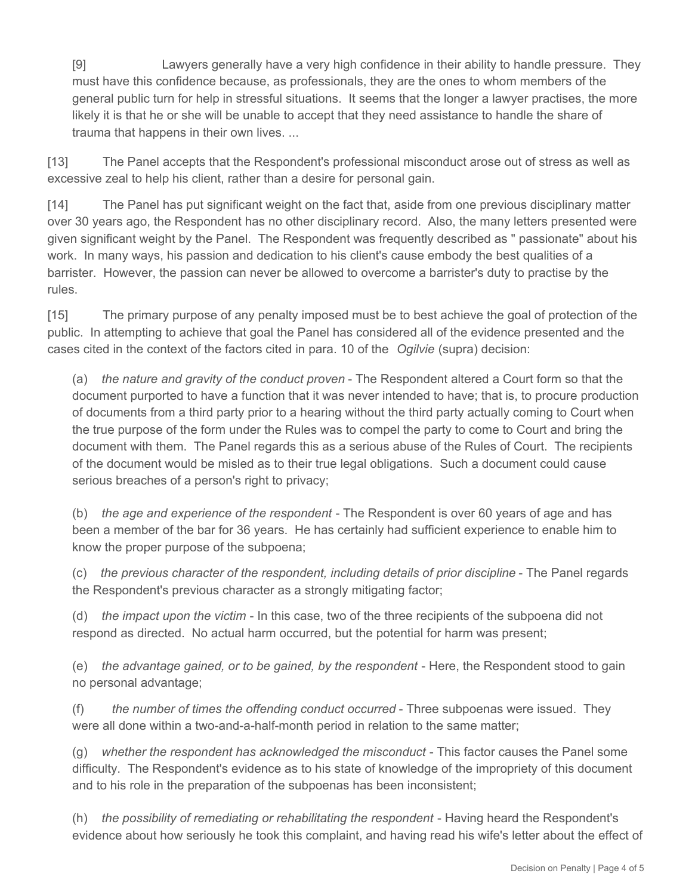> [9] Lawyers generally have a very high confidence in their ability to handle pressure. They must have this confidence because, as professionals, they are the ones to whom members of the general public turn for help in stressful situations. It seems that the longer a lawyer practises, the more likely it is that he or she will be unable to accept that they need assistance to handle the share of trauma that happens in their own lives. ...

[13] The Panel accepts that the Respondent's professional misconduct arose out of stress as well as excessive zeal to help his client, rather than a desire for personal gain.

[14] The Panel has put significant weight on the fact that, aside from one previous disciplinary matter over 30 years ago, the Respondent has no other disciplinary record. Also, the many letters presented were given significant weight by the Panel. The Respondent was frequently described as " passionate" about his work. In many ways, his passion and dedication to his client's cause embody the best qualities of a barrister. However, the passion can never be allowed to overcome a barrister's duty to practise by the rules.

[15] The primary purpose of any penalty imposed must be to best achieve the goal of protection of the public. In attempting to achieve that goal the Panel has considered all of the evidence presented and the cases cited in the context of the factors cited in para. 10 of the *Ogilvie* (supra) decision:

> (a) *the nature and gravity of the conduct proven* - The Respondent altered a Court form so that the document purported to have a function that it was never intended to have; that is, to procure production of documents from a third party prior to a hearing without the third party actually coming to Court when the true purpose of the form under the Rules was to compel the party to come to Court and bring the document with them. The Panel regards this as a serious abuse of the Rules of Court. The recipients of the document would be misled as to their true legal obligations. Such a document could cause serious breaches of a person's right to privacy;
>
> (b) *the age and experience of the respondent* - The Respondent is over 60 years of age and has been a member of the bar for 36 years. He has certainly had sufficient experience to enable him to know the proper purpose of the subpoena;
>
> (c) *the previous character of the respondent, including details of prior discipline* - The Panel regards the Respondent's previous character as a strongly mitigating factor;
>
> (d) *the impact upon the victim* - In this case, two of the three recipients of the subpoena did not respond as directed. No actual harm occurred, but the potential for harm was present;
>
> (e) *the advantage gained, or to be gained, by the respondent* - Here, the Respondent stood to gain no personal advantage;
>
> (f) *the number of times the offending conduct occurred* - Three subpoenas were issued. They were all done within a two-and-a-half-month period in relation to the same matter;
>
> (g) *whether the respondent has acknowledged the misconduct* - This factor causes the Panel some difficulty. The Respondent's evidence as to his state of knowledge of the impropriety of this document and to his role in the preparation of the subpoenas has been inconsistent;
>
> (h) *the possibility of remediating or rehabilitating the respondent* - Having heard the Respondent's evidence about how seriously he took this complaint, and having read his wife's letter about the effect of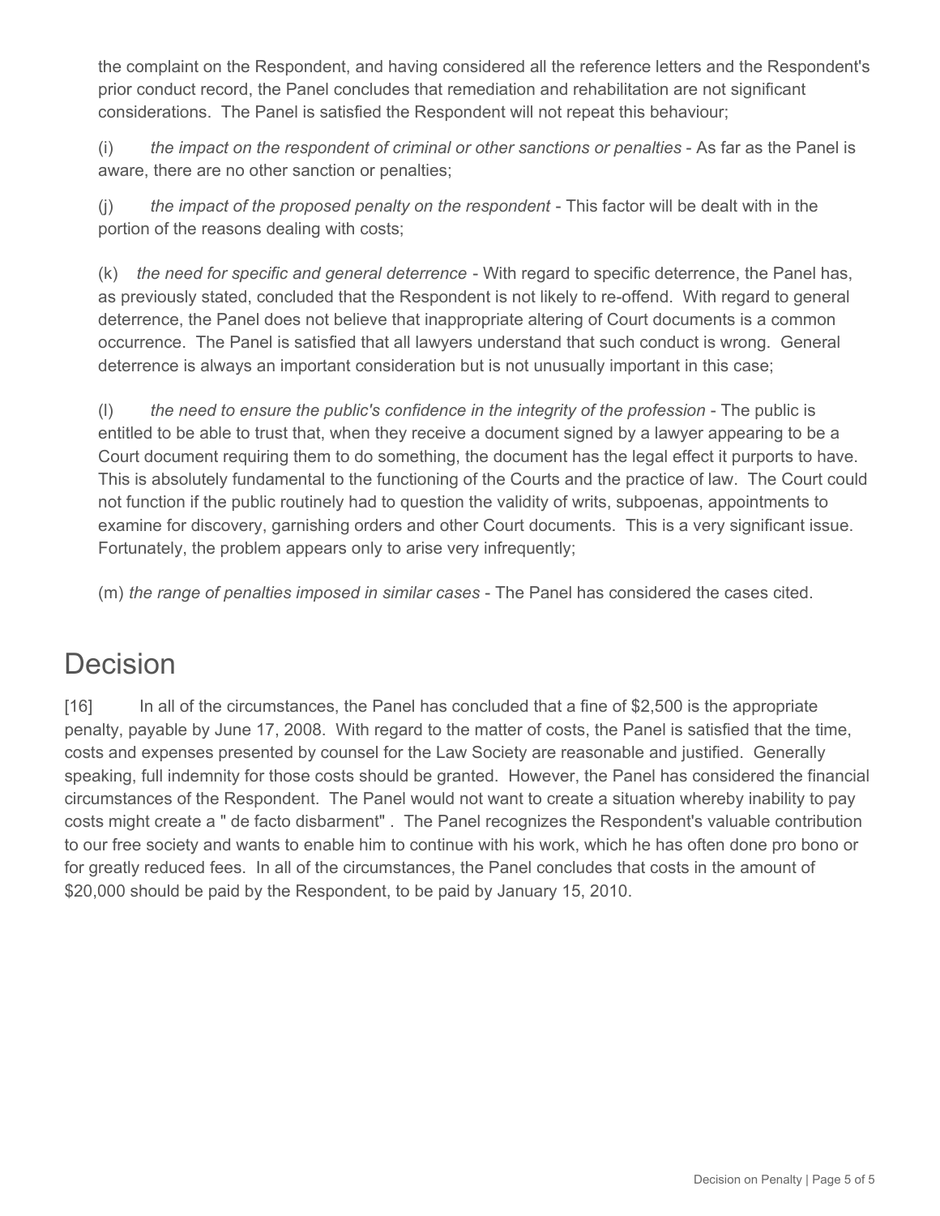the complaint on the Respondent, and having considered all the reference letters and the Respondent's prior conduct record, the Panel concludes that remediation and rehabilitation are not significant considerations. The Panel is satisfied the Respondent will not repeat this behaviour;

(i) *the impact on the respondent of criminal or other sanctions or penalties* - As far as the Panel is aware, there are no other sanction or penalties;

(j) *the impact of the proposed penalty on the respondent* - This factor will be dealt with in the portion of the reasons dealing with costs;

(k) *the need for specific and general deterrence* - With regard to specific deterrence, the Panel has, as previously stated, concluded that the Respondent is not likely to re-offend. With regard to general deterrence, the Panel does not believe that inappropriate altering of Court documents is a common occurrence. The Panel is satisfied that all lawyers understand that such conduct is wrong. General deterrence is always an important consideration but is not unusually important in this case;

(l) *the need to ensure the public's confidence in the integrity of the profession* - The public is entitled to be able to trust that, when they receive a document signed by a lawyer appearing to be a Court document requiring them to do something, the document has the legal effect it purports to have. This is absolutely fundamental to the functioning of the Courts and the practice of law. The Court could not function if the public routinely had to question the validity of writs, subpoenas, appointments to examine for discovery, garnishing orders and other Court documents. This is a very significant issue. Fortunately, the problem appears only to arise very infrequently;

(m) *the range of penalties imposed in similar cases* - The Panel has considered the cases cited.

# Decision

[16] In all of the circumstances, the Panel has concluded that a fine of $2,500 is the appropriate penalty, payable by June 17, 2008. With regard to the matter of costs, the Panel is satisfied that the time, costs and expenses presented by counsel for the Law Society are reasonable and justified. Generally speaking, full indemnity for those costs should be granted. However, the Panel has considered the financial circumstances of the Respondent. The Panel would not want to create a situation whereby inability to pay costs might create a " de facto disbarment" . The Panel recognizes the Respondent's valuable contribution to our free society and wants to enable him to continue with his work, which he has often done pro bono or for greatly reduced fees. In all of the circumstances, the Panel concludes that costs in the amount of $20,000 should be paid by the Respondent, to be paid by January 15, 2010.